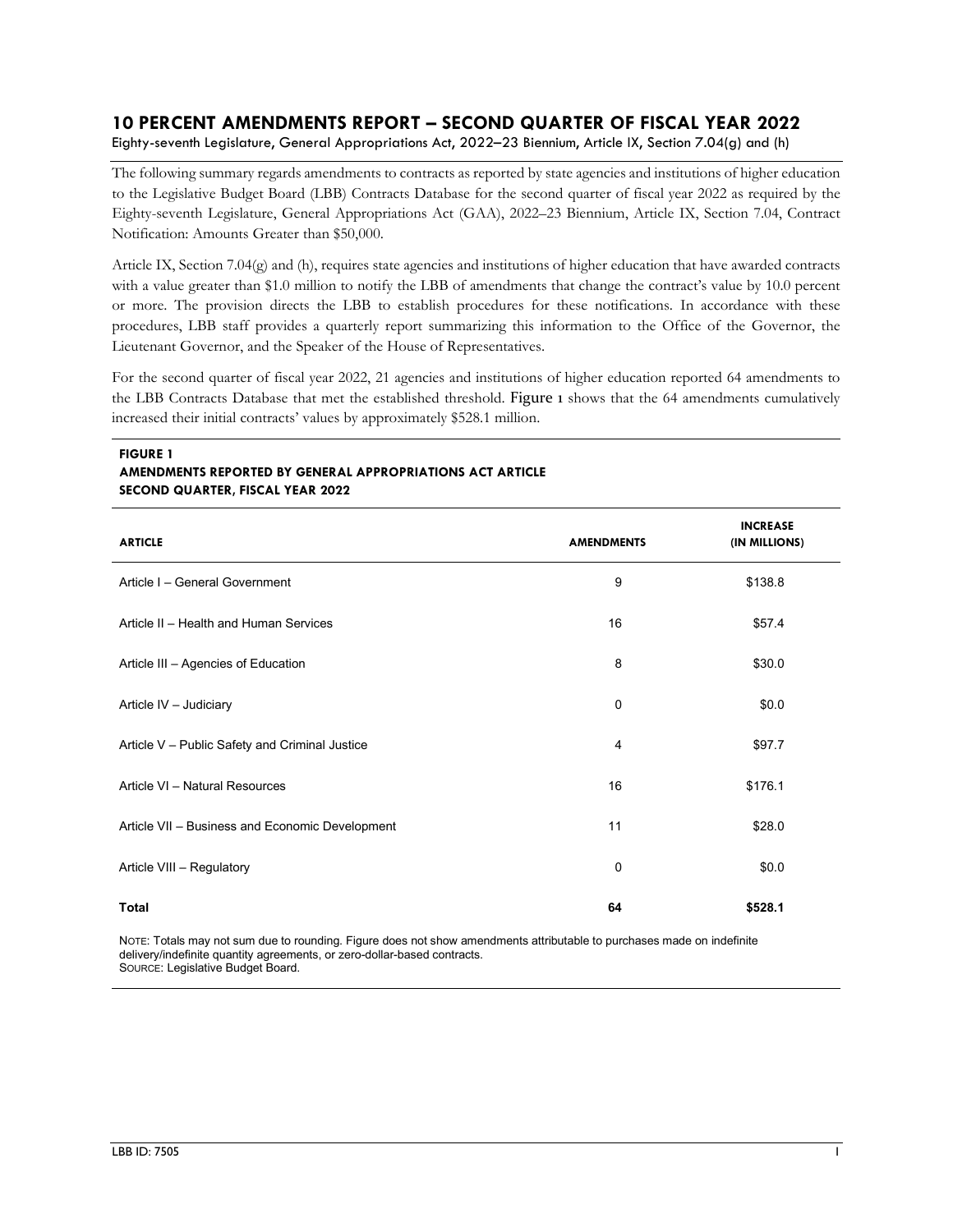# 10 PERCENT AMENDMENTS REPORT – SECOND QUARTER OF FISCAL YEAR 2022

Eighty-seventh Legislature, General Appropriations Act, 2022–23 Biennium, Article IX, Section 7.04(g) and (h)

The following summary regards amendments to contracts as reported by state agencies and institutions of higher education to the Legislative Budget Board (LBB) Contracts Database for the second quarter of fiscal year 2022 as required by the Eighty-seventh Legislature, General Appropriations Act (GAA), 2022–23 Biennium, Article IX, Section 7.04, Contract Notification: Amounts Greater than $50,000.

Article IX, Section 7.04(g) and (h), requires state agencies and institutions of higher education that have awarded contracts with a value greater than $1.0 million to notify the LBB of amendments that change the contract's value by 10.0 percent or more. The provision directs the LBB to establish procedures for these notifications. In accordance with these procedures, LBB staff provides a quarterly report summarizing this information to the Office of the Governor, the Lieutenant Governor, and the Speaker of the House of Representatives.

For the second quarter of fiscal year 2022, 21 agencies and institutions of higher education reported 64 amendments to the LBB Contracts Database that met the established threshold. Figure 1 shows that the 64 amendments cumulatively increased their initial contracts' values by approximately $528.1 million.

**FIGURE 1**
**AMENDMENTS REPORTED BY GENERAL APPROPRIATIONS ACT ARTICLE**
**SECOND QUARTER, FISCAL YEAR 2022**

| ARTICLE | AMENDMENTS | INCREASE (IN MILLIONS) |
|---|---|---|
| Article I – General Government | 9 | $138.8 |
| Article II – Health and Human Services | 16 | $57.4 |
| Article III – Agencies of Education | 8 | $30.0 |
| Article IV – Judiciary | 0 | $0.0 |
| Article V – Public Safety and Criminal Justice | 4 | $97.7 |
| Article VI – Natural Resources | 16 | $176.1 |
| Article VII – Business and Economic Development | 11 | $28.0 |
| Article VIII – Regulatory | 0 | $0.0 |
| **Total** | **64** | **$528.1** |

NOTE: Totals may not sum due to rounding. Figure does not show amendments attributable to purchases made on indefinite delivery/indefinite quantity agreements, or zero-dollar-based contracts.
SOURCE: Legislative Budget Board.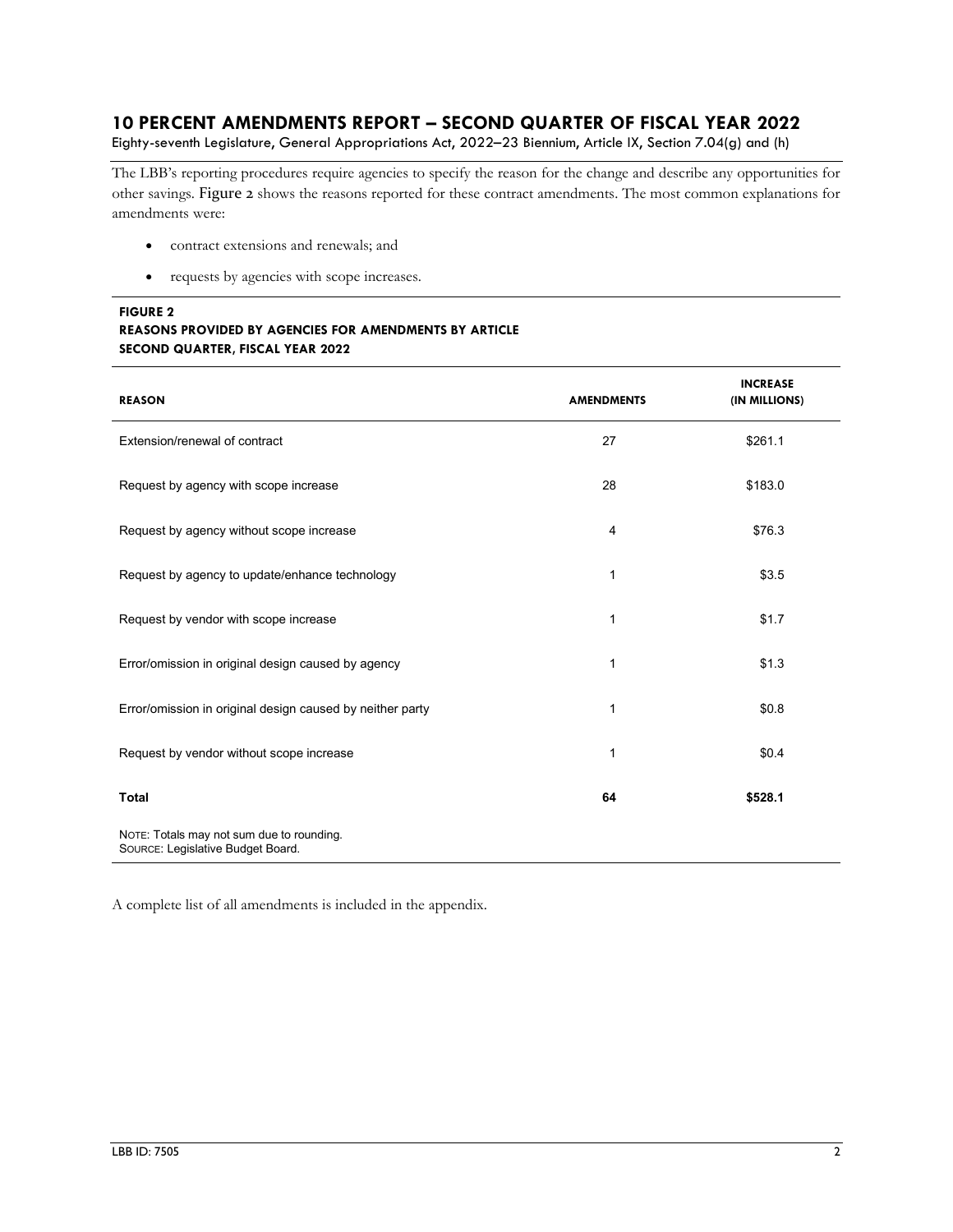## 10 PERCENT AMENDMENTS REPORT – SECOND QUARTER OF FISCAL YEAR 2022

Eighty-seventh Legislature, General Appropriations Act, 2022–23 Biennium, Article IX, Section 7.04(g) and (h)

The LBB's reporting procedures require agencies to specify the reason for the change and describe any opportunities for other savings. Figure 2 shows the reasons reported for these contract amendments. The most common explanations for amendments were:

- contract extensions and renewals; and
- requests by agencies with scope increases.

**FIGURE 2**
**REASONS PROVIDED BY AGENCIES FOR AMENDMENTS BY ARTICLE**
**SECOND QUARTER, FISCAL YEAR 2022**

| REASON | AMENDMENTS | INCREASE (IN MILLIONS) |
|---|---|---|
| Extension/renewal of contract | 27 | $261.1 |
| Request by agency with scope increase | 28 | $183.0 |
| Request by agency without scope increase | 4 | $76.3 |
| Request by agency to update/enhance technology | 1 | $3.5 |
| Request by vendor with scope increase | 1 | $1.7 |
| Error/omission in original design caused by agency | 1 | $1.3 |
| Error/omission in original design caused by neither party | 1 | $0.8 |
| Request by vendor without scope increase | 1 | $0.4 |
| **Total** | **64** | **$528.1** |

NOTE: Totals may not sum due to rounding.
SOURCE: Legislative Budget Board.

A complete list of all amendments is included in the appendix.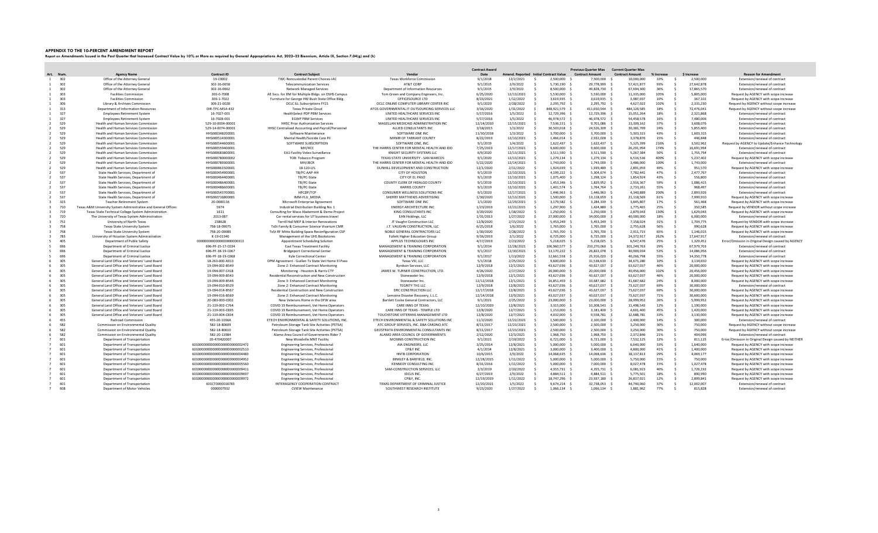**APPENDIX TO THE 10-PERCENT AMENDMENT REPORT**

**Report on Amendments Issued in the Past Quarter that Increased Contract Value by 10% or More as required by General Appropriations Act, 2022–23 Biennium, Article IX, Section 7.04(g) and (h)**

| Art. | Num. | Agency Name | Contract ID | Contract Subject | Vendor | Contract Award Date | Amend. Reported | Initial Contract Value | Previous Quarter Max Contract Amount | Current Quarter Max Contract Amount | % Increase | $ Increase | Reason for Amendment |
|---|---|---|---|---|---|---|---|---|---|---|---|---|---|
| 1 | 302 | Office of the Attorney General | 19-C0002 | TWC-Noncustodial Parent Choices-IAC | Texas Workforce Commission | 9/1/2018 | 12/2/2021 | $ 2,500,000 | $ 7,500,000 | $ 10,000,000 | 33% | $ 2,500,000 | Extension/renewal of contract |
| 1 | 302 | Office of the Attorney General | 302-16-0658 | Telecommunication Services | AT&T CORP | 9/1/2015 | 2/9/2022 | $ 5,730,190 | $ 29,778,999 | $ 57,421,877 | 93% | $ 27,642,878 | Extension/renewal of contract |
| 1 | 302 | Office of the Attorney General | 302-16-0662 | Network Managed Services | Department of Information Resources | 9/1/2015 | 2/9/2022 | $ 8,500,000 | $ 49,828,730 | $ 67,694,300 | 36% | $ 17,865,570 | Extension/renewal of contract |
| 1 | 303 | Facilities Commission | 303-0-7008 | AE Svcs. for DM for Multiple Bldgs. on DSHS Campus | Tom Green and Company Engineers, Inc. | 6/25/2020 | 12/13/2021 | $ 5,530,000 | $ 5,530,000 | $ 11,335,000 | 105% | $ 5,805,000 | Request by AGENCY with scope increase |
| 1 | 303 | Facilities Commission | 303-1-7022 | Furniture for George HW Bush State Office Bldg. | OFFICESOURCE LTD | 8/23/2021 | 1/12/2022 | $ 3,619,935 | $ 3,619,935 | $ 3,987,037 | 10% | $ 367,102 | Request by AGENCY with scope increase |
| 1 | 306 | Library & Archives Commission | 306-21-0028 | OCLC ILL Subscriptions FY21 | OCLC ONLINE COMPUTER LIBRARY CENTER INC | 9/1/2020 | 2/28/2022 | $ 2,295,792 | $ 2,295,792 | $ 4,627,022 | 102% | $ 2,331,230 | Request by AGENCY without scope increase |
| 1 | 313 | Department of Information Resources | DIR-TPC-MSA-432 | Texas Private Cloud | ATOS GOVERNMENTAL IT OUTSOURCING SERVICES LLC | 3/16/2020 | 1/31/2022 | $ 848,921,579 | $ 411,650,544 | $ 484,126,585 | 18% | $ 72,476,041 | Request by AGENCY without scope increase |
| 1 | 327 | Employees Retirement System | 16-7027-001 | HealthSelect PDP PBM Services | UNITED HEALTHCARE SERVICES INC | 5/17/2016 | 1/5/2022 | $ 12,729,396 | $ 12,729,396 | $ 15,051,264 | 18% | $ 2,321,868 | Extension/renewal of contract |
| 1 | 327 | Employees Retirement System | 16-7028-001 | EGWP PBM Services | UNITED HEALTHCARE SERVICES INC | 5/17/2016 | 1/5/2022 | $ 46,978,572 | $ 46,978,572 | $ 54,458,578 | 16% | $ 7,480,006 | Extension/renewal of contract |
| 2 | 529 | Health and Human Services Commission | 529-10-0004-00001 | HHSC Prior Authorization Services | MAGELLAN MEDICAID ADMINISTRATION INC | 12/14/2010 | 12/15/2021 | $ 7,536,151 | $ 9,701,086 | $ 13,309,162 | 37% | $ 3,608,076 | Extension/renewal of contract |
| 2 | 529 | Health and Human Services Commission | 529-14-0074-00001 | HHSC Centralized Accounting and Payroll/Personnel | ALLIED CONSULTANTS INC | 3/18/2015 | 1/3/2022 | $ 30,503,018 | $ 24,526,309 | $ 30,381,709 | 24% | $ 5,855,400 | Extension/renewal of contract |
| 2 | 529 | Health and Human Services Commission | HHS000348200001 | Software Maintenance | SOFTWARE ONE INC | 11/30/2018 | 1/3/2022 | $ 3,700,000 | $ 3,700,000 | $ 5,303,315 | 43% | $ 1,603,315 | Extension/renewal of contract |
| 2 | 529 | Health and Human Services Commission | HHS000514300001 | Mental Health/Suicide Care PIl | MHMR OF TARRANT COUNTY | 8/22/2019 | 12/10/2021 | $ 1,466,014 | $ 2,932,028 | $ 3,378,876 | 15% | $ 446,848 | Extension/renewal of contract |
| 2 | 529 | Health and Human Services Commission | HHS000544600001 | SOFTWARE SUBSCRIPTION | SOFTWARE ONE, INC. | 9/1/2019 | 1/4/2022 | $ 1,622,437 | $ 1,622,437 | $ 5,125,399 | 216% | $ 3,502,962 | Request by AGENCY to Update/Enhance Technology |
| 2 | 529 | Health and Human Services Commission | HHS000559400001 | MH/HCC | THE HARRIS CENTER FOR MENTAL HEALTH AND IDD | 7/25/2019 | 12/17/2021 | $ 9,600,000 | $ 9,600,000 | $ 26,291,994 | 174% | $ 16,691,994 | Extension/renewal of contract |
| 2 | 529 | Health and Human Services Commission | HHS000638800001 | EA1-Facility Video Surveillance | KNIGHT SECURITY SYSTEMS LLC | 6/9/2020 | 12/13/2021 | $ 3,511,590 | $ 3,511,590 | $ 5,267,384 | 50% | $ 1,755,794 | Extension/renewal of contract |
| 2 | 529 | Health and Human Services Commission | HHS000780000002 | TOB: Tobacco Program | TEXAS STATE UNIVERSITY - SAN MARCOS | 9/1/2020 | 12/13/2021 | $ 1,279,134 | $ 1,279,134 | $ 6,516,536 | 409% | $ 5,237,402 | Request by AGENCY with scope increase |
| 2 | 529 | Health and Human Services Commission | HHS000789300001 | MH/JBCR | THE HARRIS CENTER FOR MENTAL HEALTH AND IDD | 5/22/2020 | 12/14/2021 | $ 1,743,000 | $ 1,743,000 | $ 3,486,000 | 100% | $ 1,743,000 | Extension/renewal of contract |
| 2 | 529 | Health and Human Services Commission | HHS000861500001 | 18-120-LFL | DUNHILL DEVELOPMENT AND CONSTRUCTION | 12/1/2020 | 2/11/2022 | $ 1,924,039 | $ 1,939,489 | $ 2,891,059 | 49% | $ 951,570 | Request by AGENCY with scope increase |
| 2 | 537 | State Health Services, Department of | HHS000454900001 | TB/PC-AAP-HH | CITY OF HOUSTON | 9/1/2019 | 12/10/2021 | $ 4,199,222 | $ 5,304,674 | $ 7,782,441 | 47% | $ 2,477,767 | Extension/renewal of contract |
| 2 | 537 | State Health Services, Department of | HHS000464400001 | TB/PC-State | CITY OF EL PASO | 9/1/2019 | 12/10/2021 | $ 1,075,400 | $ 1,298,124 | $ 1,854,924 | 43% | $ 556,800 | Extension/renewal of contract |
| 2 | 537 | State Health Services, Department of | HHS000486400001 | TB/PC-State | COUNTY CLERK OF HIDALGO COUNTY | 9/1/2019 | 12/10/2021 | $ 1,453,346 | $ 1,829,952 | $ 2,916,367 | 59% | $ 1,086,415 | Extension/renewal of contract |
| 2 | 537 | State Health Services, Department of | HHS000486600001 | TB/PC-State | HARRIS COUNTY | 9/1/2019 | 12/10/2021 | $ 1,401,574 | $ 1,764,764 | $ 2,733,261 | 55% | $ 968,497 | Extension/renewal of contract |
| 2 | 537 | State Health Services, Department of | HHS000543700001 | HPCDP/TCP | CONSUMER WELLNESS SOLUTIONS INC | 9/1/2020 | 12/17/2021 | $ 1,446,963 | $ 1,446,963 | $ 4,340,889 | 200% | $ 2,893,926 | Extension/renewal of contract |
| 2 | 537 | State Health Services, Department of | HHS000716800001 | IMM-FLU_MEDIA | SHERRY MATTHEWS ADVERTISING | 1/30/2020 | 12/13/2021 | $ 1,500,000 | $ 13,118,659 | $ 21,118,569 | 61% | $ 7,999,910 | Request by AGENCY with scope increase |
| 3 | 323 | Teacher Retirement System | 20-0000116 | Microsoft Enterprise Agreement | SOFTWARE ONE INC | 1/1/2020 | 12/29/2021 | $ 3,179,582 | $ 3,284,339 | $ 3,845,807 | 17% | $ 561,468 | Request by AGENCY with scope increase |
| 3 | 710 | Texas A&M University System Administrative and General Offices | 5974 | Industrial Distribution Building No. 1 | ENERGY ARCHITECTURE INC | 1/23/2019 | 12/22/2021 | $ 1,297,900 | $ 1,424,880 | $ 1,775,465 | 25% | $ 350,585 | Request by VENDOR without scope increase |
| 3 | 719 | Texas State Technical College System Administration | 1611 | Consulting for Waco Abatement & Demo Project | KING CONSULTANTS INC | 3/20/2020 | 1/18/2022 | $ 1,250,000 | $ 1,250,000 | $ 2,879,043 | 130% | $ 1,629,043 | Request by AGENCY with scope increase |
| 3 | 720 | The University of Texas System Administration | 2013-087 | Car rental services for UT business travel | EAN Holdings, LLC | 1/31/2013 | 1/27/2022 | $ 27,000,000 | $ 34,000,000 | $ 40,000,000 | 18% | $ 6,000,000 | Extension/renewal of contract |
| 3 | 752 | University of North Texas | 238628 | Terrill Hall MEP & Interior Renovations | JT Vaughn Construction LLC | 12/8/2020 | 2/15/2022 | $ 5,453,249 | $ 5,453,249 | $ 7,158,024 | 31% | $ 1,704,775 | Request by VENDOR with scope increase |
| 3 | 758 | Texas State University System | 758-18-09075 | TxSt Family & Consumer Science Vivarium CMR | J.T. VAUGHN CONSTRUCTION, LLC | 6/25/2018 | 1/6/2022 | $ 1,765,000 | $ 1,765,000 | $ 2,755,628 | 56% | $ 990,628 | Request by AGENCY with scope increase |
| 3 | 758 | Texas State University System | 758-20-09089 | TxSt RF Mitte Building Space Reconfiguration CSP | NOBLE GENERAL CONTRACTORS LLC | 1/30/2020 | 2/28/2022 | $ 1,765,700 | $ 1,765,700 | $ 2,911,715 | 65% | $ 1,146,015 | Request by AGENCY with scope increase |
| 3 | 783 | University of Houston System Administration | K-19-01340 | Management of the UHS Bookstores | Follett Higher Education Group | 9/16/2019 | 2/1/2022 | $ 6,725,000 | $ 6,725,000 | $ 24,372,917 | 262% | $ 17,647,917 | Extension/renewal of contract |
| 5 | 405 | Department of Public Safety | 000000000000000000000313 | Appointment Scheduling Solution | APPLUS TECHNOLOGIES INC | 4/17/2019 | 2/23/2022 | $ 5,218,025 | $ 5,218,025 | $ 6,547,476 | 25% | $ 1,329,451 | Error/Omission in Original Design caused by AGENCY |
| 5 | 696 | Department of Criminal Justice | 696-PF-15-17-C034 | East Texas Treatment Facility | MANAGEMENT & TRAINING CORPORATION | 9/1/2014 | 12/28/2021 | $ 106,960,577 | $ 233,270,060 | $ 301,249,763 | 29% | $ 67,979,703 | Extension/renewal of contract |
| 5 | 696 | Department of Criminal Justice | 696-PF-18-19-C067 | Bridgeport Correctional Center | MANAGEMENT & TRAINING CORPORATION | 9/1/2017 | 12/30/2021 | $ 13,170,222 | $ 26,822,078 | $ 40,909,034 | 53% | $ 14,086,956 | Extension/renewal of contract |
| 5 | 696 | Department of Criminal Justice | 696-PF-18-19-C068 | Kyle Correctional Center | MANAGEMENT & TRAINING CORPORATION | 9/1/2017 | 1/13/2022 | $ 12,661,558 | $ 25,916,020 | $ 40,266,798 | 55% | $ 14,350,778 | Extension/renewal of contract |
| 6 | 305 | General Land Office and Veterans' Land Board | 18-263-000-A913 | OPM Agreement - Guillen Tx State Vet Home El Paso | Texas VSI, LLC | 5/1/2018 | 2/25/2022 | $ 9,600,000 | $ 31,538,630 | $ 34,673,280 | 10% | $ 3,134,650 | Request by AGENCY with scope increase |
| 6 | 305 | General Land Office and Veterans' Land Board | 19-094-002-B549 | Zone 2: Enhanced Contract Monitoring | Byrdson Services, LLC | 12/9/2018 | 12/1/2021 | $ 43,627,036 | $ 43,627,037 | $ 63,627,037 | 46% | $ 20,000,000 | Request by AGENCY with scope increase |
| 6 | 305 | General Land Office and Veterans' Land Board | 19-094-007-C418 | Monitoring - Houston & Harris CTY | JAMES W. TURNER CONSTRUCTION, LTD. | 4/26/2020 | 2/17/2022 | $ 20,000,000 | $ 20,000,000 | $ 40,456,000 | 102% | $ 20,456,000 | Request by AGENCY with scope increase |
| 6 | 305 | General Land Office and Veterans' Land Board | 19-094-009-B543 | Residential Reconstruction and New Construction | Stonewater Inc. | 12/9/2018 | 12/1/2021 | $ 43,627,036 | $ 43,627,037 | $ 63,627,037 | 46% | $ 20,000,000 | Request by AGENCY with scope increase |
| 6 | 305 | General Land Office and Veterans' Land Board | 19-094-009-B544 | Zone 3: Enhanced Contract Monitoring | Stonewater Inc. | 12/12/2018 | 12/1/2021 | $ 16,851,459 | $ 33,687,682 | $ 41,687,682 | 24% | $ 8,000,000 | Request by AGENCY with scope increase |
| 6 | 305 | General Land Office and Veterans' Land Board | 19-094-010-B529 | Zone 2: Enhanced Contract Monitoring | TEGRITY TH1 LLC | 12/9/2018 | 12/8/2021 | $ 43,627,036 | $ 43,627,037 | $ 73,627,037 | 69% | $ 30,000,000 | Extension/renewal of contract |
| 6 | 305 | General Land Office and Veterans' Land Board | 19-094-014-B567 | Residential Construction and New Construction | DRC CONSTRUCTION LLC | 12/17/2018 | 12/8/2021 | $ 43,627,036 | $ 43,627,037 | $ 73,627,037 | 69% | $ 30,000,000 | Request by AGENCY with scope increase |
| 6 | 305 | General Land Office and Veterans' Land Board | 19-094-016-B569 | Zone 2: Enhanced Contract Monitoring | Lemoine Disaster Recovery, L.L.C. | 12/14/2018 | 12/9/2021 | $ 43,027,037 | $ 43,027,037 | $ 73,627,037 | 71% | $ 30,600,000 | Request by AGENCY with scope increase |
| 6 | 305 | General Land Office and Veterans' Land Board | 20-083-000-C002 | New Veterans Home in the DFW area | Bartlett Cocke General Contractors, LLC | 9/1/2021 | 2/25/2022 | $ 23,000,000 | $ 23,000,000 | $ 28,999,952 | 26% | $ 5,999,952 | Request by AGENCY with scope increase |
| 6 | 305 | General Land Office and Veterans' Land Board | 21-119-002-C764 | COVID 19 Reimbursement, Vet Home Operators | CARE INNS OF TEXAS | 12/10/2020 | 12/8/2021 | $ 3,315,000 | $ 10,308,543 | $ 11,498,543 | 12% | $ 1,190,000 | Request by AGENCY with scope increase |
| 6 | 305 | General Land Office and Veterans' Land Board | 21-119-003-C835 | COVID 19 Reimbursement, Vet Home Operators | CARE INNS OF TEXAS - TEMPLE LTD | 12/8/2020 | 12/7/2021 | $ 1,153,000 | $ 3,181,400 | $ 4,601,400 | 45% | $ 1,420,000 | Request by AGENCY with scope increase |
| 6 | 305 | General Land Office and Veterans' Land Board | 21-119-004-C834 | COVID 19 Reimbursement, Vet Home Operators | TOUCHSTONE VETERANS MANAGEMENT LTD | 12/8/2020 | 12/7/2021 | $ 4,032,000 | $ 9,558,781 | $ 12,688,781 | 33% | $ 3,130,000 | Request by AGENCY with scope increase |
| 6 | 455 | Railroad Commission | 455-20-1036A | ETECH ENVIRONMENTAL & SAFETY SOLUTIONS, INC. | ETECH ENVIRONMENTAL & SAFETY SOLUTIONS INC | 11/2/2020 | 12/22/2021 | $ 1,500,000 | $ 2,100,000 | $ 2,400,000 | 14% | $ 300,000 | Extension/renewal of contract |
| 6 | 582 | Commission on Environmental Quality | 582-18-80609 | Petroleum Storage Tank Site Activities (PSTSA) | ATC GROUP SERVICES, INC. DBA CARDNO ATC | 8/11/2017 | 12/23/2021 | $ 2,500,000 | $ 2,500,000 | $ 3,250,000 | 30% | $ 750,000 | Request by AGENCY without scope increase |
| 6 | 582 | Commission on Environmental Quality | 582-18-80610 | Petroleum Storage Tank Site Activities (PSTSA) | GEOSTRATA ENVIRONMENTAL CONSULTANTS INC | 8/11/2017 | 12/23/2021 | $ 2,500,000 | $ 2,500,000 | $ 3,250,000 | 30% | $ 750,000 | Request by AGENCY without scope increase |
| 6 | 582 | Commission on Environmental Quality | 582-20-11984 | Alamo Area Council of Governments Rider 7 | ALAMO AREA COUNCIL OF GOVERNMENTS | 2/12/2020 | 12/3/2021 | $ 1,968,750 | $ 1,968,750 | $ 2,372,846 | 21% | $ 404,096 | Extension/renewal of contract |
| 7 | 601 | Department of Transportation | 20-470420097 | New Woodville MNT Facility | MONNIG CONSTRUCTION INC | 9/1/2021 | 2/19/2022 | $ 6,721,000 | $ 6,721,000 | $ 7,532,125 | 12% | $ 811,125 | Error/Omission in Original Design caused by NEITHER |
| 7 | 601 | Department of Transportation | 6010000000000000000000002472 | Engineering Services, Professional | AIA ENGINEERS, LLC | 3/25/2014 | 12/8/2021 | $ 5,000,000 | $ 5,000,000 | $ 6,640,000 | 33% | $ 1,640,000 | Request by AGENCY with scope increase |
| 7 | 601 | Department of Transportation | 6010000000000000000000002510 | Engineering Services, Professional | CP&Y INC | 4/1/2014 | 12/8/2021 | $ 3,000,000 | $ 3,400,000 | $ 4,800,000 | 41% | $ 1,400,000 | Request by AGENCY with scope increase |
| 7 | 601 | Department of Transportation | 6010000000000000000000004483 | Engineering Services, Professional | HNTB CORPORATION | 10/6/2015 | 2/9/2022 | $ 14,068,635 | $ 14,068,636 | $ 18,137,813 | 29% | $ 4,069,177 | Request by AGENCY with scope increase |
| 7 | 601 | Department of Transportation | 6010000000000000000000004952 | Engineering Services, Professional | BINKLEY & BARFIELD, INC. | 12/28/2015 | 1/11/2022 | $ 5,000,000 | $ 5,000,000 | $ 5,750,000 | 15% | $ 750,000 | Request by AGENCY with scope increase |
| 7 | 601 | Department of Transportation | 6010000000000000000000005560 | Engineering Services, Professional | KENNEDY CONSULTING INC | 8/31/2016 | 1/11/2022 | $ 5,000,000 | $ 7,000,000 | $ 8,027,478 | 15% | $ 1,027,478 | Request by AGENCY with scope increase |
| 7 | 601 | Department of Transportation | 6010000000000000000000009411 | Engineering Services, Professional | SAM-CONSTRUCTION SERVICES, LLC | 2/3/2019 | 2/10/2022 | $ 4,355,731 | $ 4,355,731 | $ 6,081,923 | 40% | $ 1,726,192 | Request by AGENCY with scope increase |
| 7 | 601 | Department of Transportation | 6010000000000000000000009697 | Engineering Services, Professional | IDCUS INC. | 6/27/2019 | 2/9/2022 | $ 4,884,511 | $ 4,884,511 | $ 5,775,501 | 18% | $ 890,990 | Request by AGENCY with scope increase |
| 7 | 601 | Department of Transportation | 6010000000000000000000009972 | Engineering Services, Professional | CP&Y, INC. | 12/19/2019 | 1/11/2022 | $ 18,747,296 | $ 23,937,180 | $ 26,837,021 | 12% | $ 2,899,841 | Request by AGENCY with scope increase |
| 7 | 601 | Department of Transportation | 601CT0000018783 | INTERAGENCY COOPERATION CONTRACT | TEXAS DEPARTMENT OF CRIMINAL JUSTICE | 12/20/2021 | 1/5/2022 | $ 9,674,214 | $ 32,738,053 | $ 44,740,060 | 37% | $ 12,002,007 | Extension/renewal of contract |
| 7 | 608 | Department of Motor Vehicles | 0000007932 | CVIEW Maintenance | SOUTHWEST RESEARCH INSTITUTE | 9/23/2020 | 1/27/2022 | $ 1,066,134 | $ 1,066,134 | $ 1,881,962 | 77% | $ 815,828 | Extension/renewal of contract |